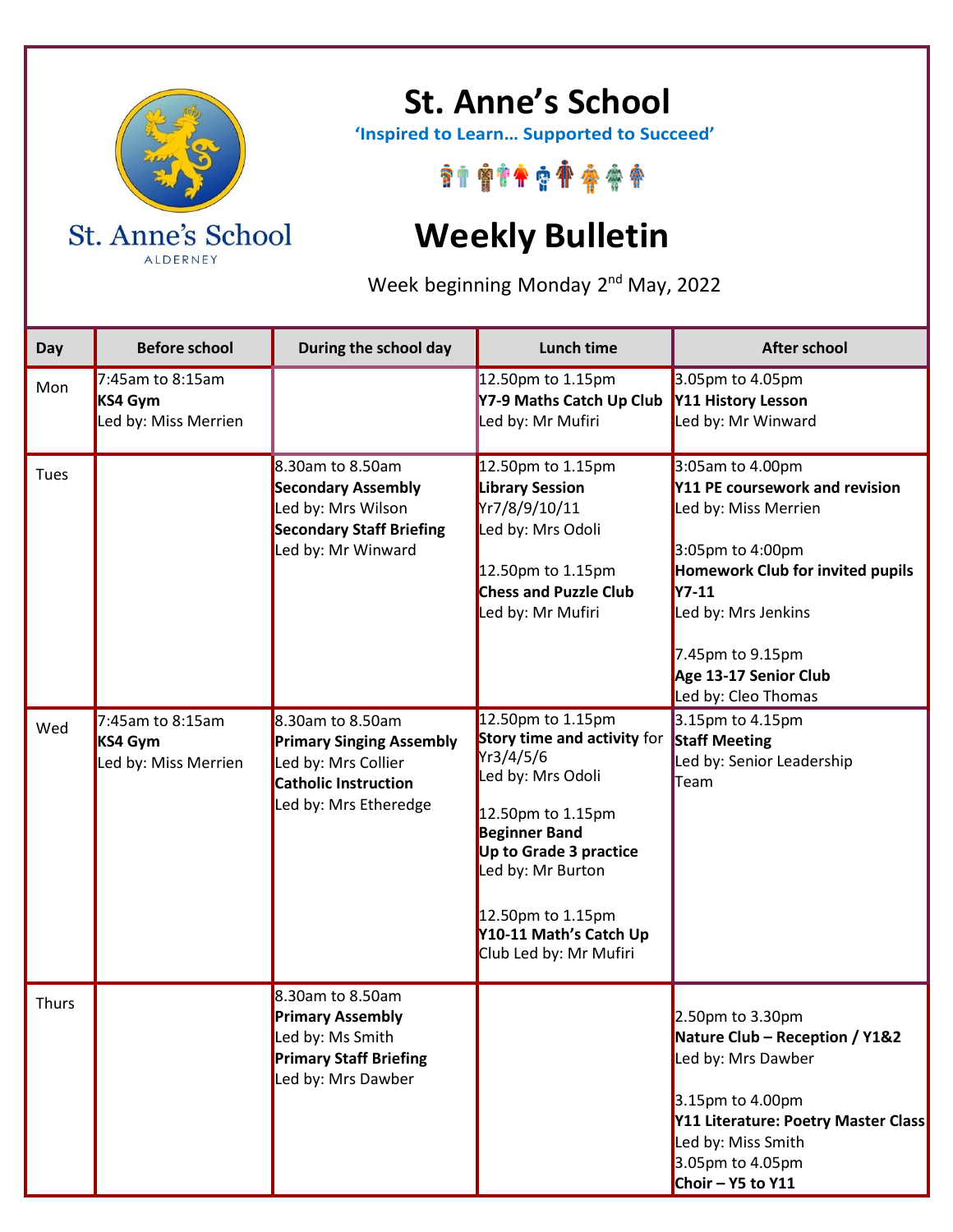# St. Anne's School

**'Inspired to Learn… Supported to Succeed'**

St. Anne's School
ALDERNEY

# Weekly Bulletin

Week beginning Monday 2nd May, 2022

| Day | Before school | During the school day | Lunch time | After school |
|---|---|---|---|---|
| Mon | 7:45am to 8:15am<br>**KS4 Gym**<br>Led by: Miss Merrien | | 12.50pm to 1.15pm<br>**Y7-9 Maths Catch Up Club**<br>Led by: Mr Mufiri | 3.05pm to 4.05pm<br>**Y11 History Lesson**<br>Led by: Mr Winward |
| Tues | | 8.30am to 8.50am<br>**Secondary Assembly**<br>Led by: Mrs Wilson<br>**Secondary Staff Briefing**<br>Led by: Mr Winward | 12.50pm to 1.15pm<br>**Library Session**<br>Yr7/8/9/10/11<br>Led by: Mrs Odoli<br><br>12.50pm to 1.15pm<br>**Chess and Puzzle Club**<br>Led by: Mr Mufiri | 3:05am to 4.00pm<br>**Y11 PE coursework and revision**<br>Led by: Miss Merrien<br><br>3:05pm to 4:00pm<br>**Homework Club for invited pupils Y7-11**<br>Led by: Mrs Jenkins<br><br>7.45pm to 9.15pm<br>**Age 13-17 Senior Club**<br>Led by: Cleo Thomas |
| Wed | 7:45am to 8:15am<br>**KS4 Gym**<br>Led by: Miss Merrien | 8.30am to 8.50am<br>**Primary Singing Assembly**<br>Led by: Mrs Collier<br>**Catholic Instruction**<br>Led by: Mrs Etheredge | 12.50pm to 1.15pm<br>**Story time and activity** for Yr3/4/5/6<br>Led by: Mrs Odoli<br><br>12.50pm to 1.15pm<br>**Beginner Band**<br>**Up to Grade 3 practice**<br>Led by: Mr Burton<br><br>12.50pm to 1.15pm<br>**Y10-11 Math's Catch Up** Club Led by: Mr Mufiri | 3.15pm to 4.15pm<br>**Staff Meeting**<br>Led by: Senior Leadership Team |
| Thurs | | 8.30am to 8.50am<br>**Primary Assembly**<br>Led by: Ms Smith<br>**Primary Staff Briefing**<br>Led by: Mrs Dawber | | 2.50pm to 3.30pm<br>**Nature Club – Reception / Y1&2**<br>Led by: Mrs Dawber<br><br>3.15pm to 4.00pm<br>**Y11 Literature: Poetry Master Class**<br>Led by: Miss Smith<br>3.05pm to 4.05pm<br>**Choir – Y5 to Y11** |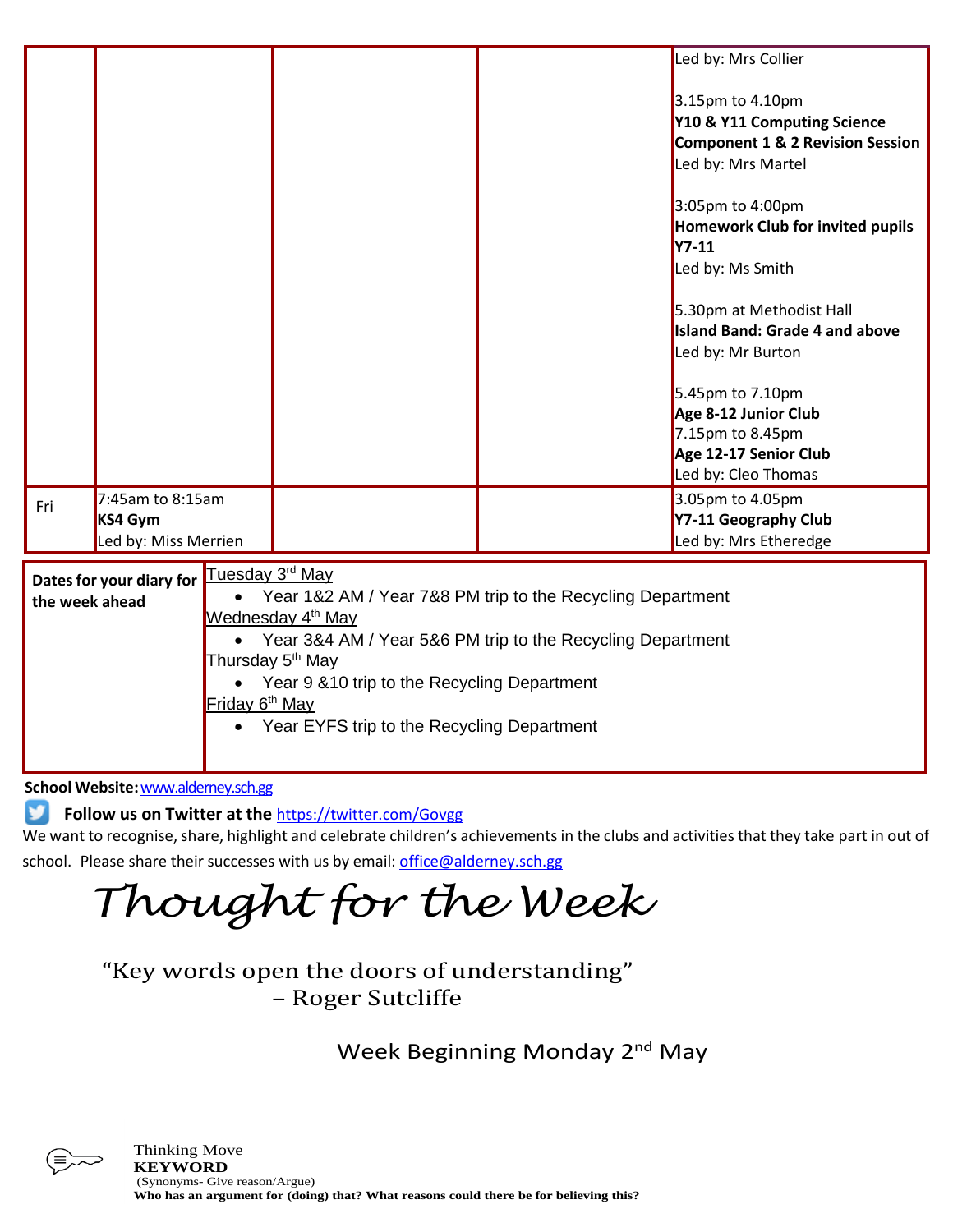| | | | | |
|---|---|---|---|---|
| | | | | Led by: Mrs Collier<br><br>3.15pm to 4.10pm<br>**Y10 & Y11 Computing Science Component 1 & 2 Revision Session**<br>Led by: Mrs Martel<br><br>3:05pm to 4:00pm<br>**Homework Club for invited pupils Y7-11**<br>Led by: Ms Smith<br><br>5.30pm at Methodist Hall<br>**Island Band: Grade 4 and above**<br>Led by: Mr Burton<br><br>5.45pm to 7.10pm<br>**Age 8-12 Junior Club**<br>7.15pm to 8.45pm<br>**Age 12-17 Senior Club**<br>Led by: Cleo Thomas |
| Fri | 7:45am to 8:15am<br>**KS4 Gym**<br>Led by: Miss Merrien | | | 3.05pm to 4.05pm<br>**Y7-11 Geography Club**<br>Led by: Mrs Etheredge |

| | |
|---|---|
| **Dates for your diary for the week ahead** | Tuesday 3rd May<br>• Year 1&2 AM / Year 7&8 PM trip to the Recycling Department<br>Wednesday 4th May<br>• Year 3&4 AM / Year 5&6 PM trip to the Recycling Department<br>Thursday 5th May<br>• Year 9 &10 trip to the Recycling Department<br>Friday 6th May<br>• Year EYFS trip to the Recycling Department |

**School Website:** www.alderney.sch.gg

**Follow us on Twitter at the** https://twitter.com/Govgg

We want to recognise, share, highlight and celebrate children's achievements in the clubs and activities that they take part in out of school. Please share their successes with us by email: office@alderney.sch.gg

# *Thought for the Week*

"Key words open the doors of understanding"
– Roger Sutcliffe

Week Beginning Monday 2nd May

Thinking Move
**KEYWORD**
(Synonyms- Give reason/Argue)
**Who has an argument for (doing) that? What reasons could there be for believing this?**